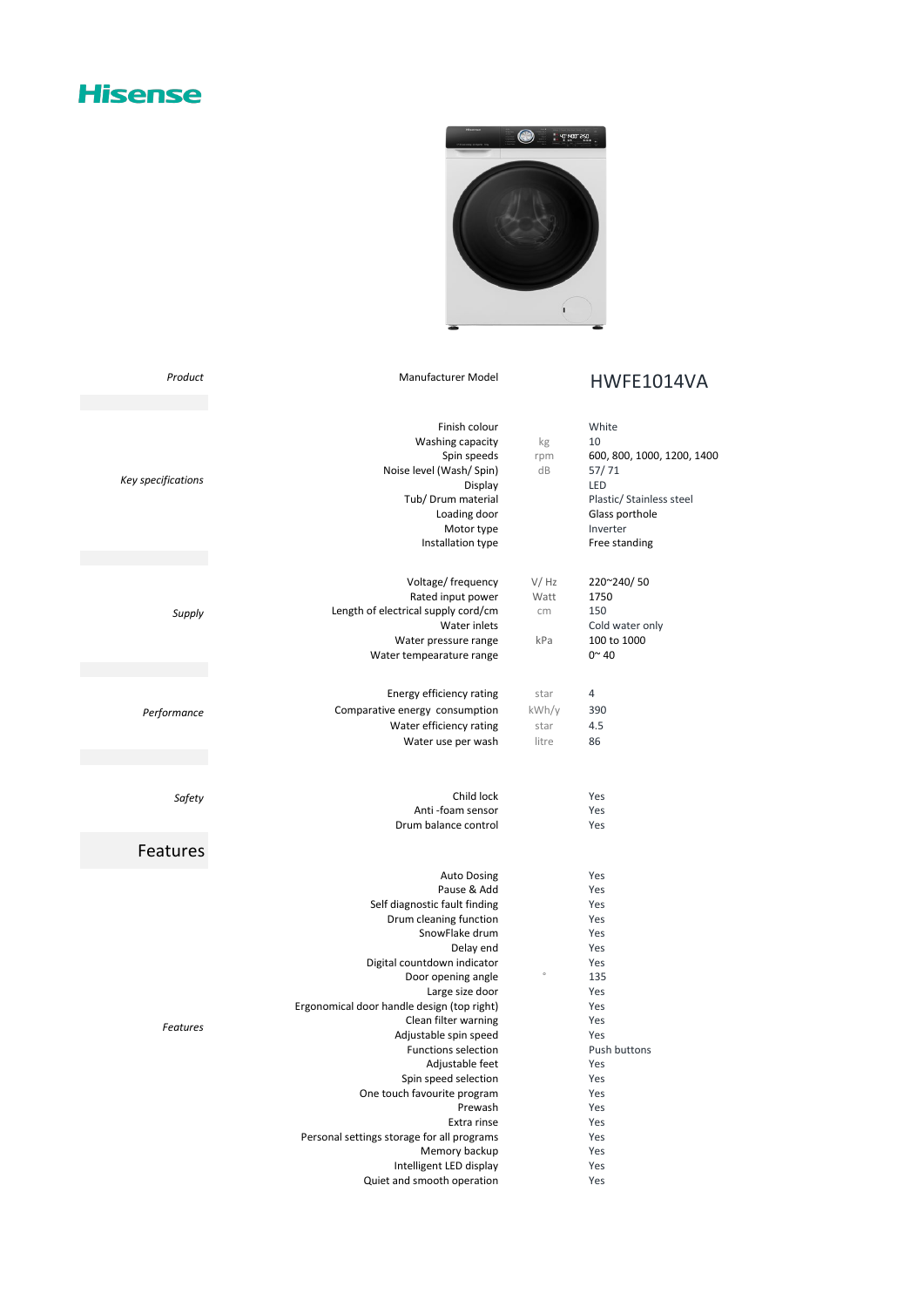# Hisense

| | | | |
|---|---|---|---|
| *Product* | Manufacturer Model | | HWFE1014VA |
| *Key specifications* | Finish colour | | White |
| | Washing capacity | kg | 10 |
| | Spin speeds | rpm | 600, 800, 1000, 1200, 1400 |
| | Noise level (Wash/ Spin) | dB | 57/ 71 |
| | Display | | LED |
| | Tub/ Drum material | | Plastic/ Stainless steel |
| | Loading door | | Glass porthole |
| | Motor type | | Inverter |
| | Installation type | | Free standing |
| *Supply* | Voltage/ frequency | V/ Hz | 220~240/ 50 |
| | Rated input power | Watt | 1750 |
| | Length of electrical supply cord/cm | cm | 150 |
| | Water inlets | | Cold water only |
| | Water pressure range | kPa | 100 to 1000 |
| | Water tempearature range | | 0~ 40 |
| *Performance* | Energy efficiency rating | star | 4 |
| | Comparative energy consumption | kWh/y | 390 |
| | Water efficiency rating | star | 4.5 |
| | Water use per wash | litre | 86 |
| *Safety* | Child lock | | Yes |
| | Anti -foam sensor | | Yes |
| | Drum balance control | | Yes |

## Features

| | | | |
|---|---|---|---|
| *Features* | Auto Dosing | | Yes |
| | Pause & Add | | Yes |
| | Self diagnostic fault finding | | Yes |
| | Drum cleaning function | | Yes |
| | SnowFlake drum | | Yes |
| | Delay end | | Yes |
| | Digital countdown indicator | | Yes |
| | Door opening angle | ° | 135 |
| | Large size door | | Yes |
| | Ergonomical door handle design (top right) | | Yes |
| | Clean filter warning | | Yes |
| | Adjustable spin speed | | Yes |
| | Functions selection | | Push buttons |
| | Adjustable feet | | Yes |
| | Spin speed selection | | Yes |
| | One touch favourite program | | Yes |
| | Prewash | | Yes |
| | Extra rinse | | Yes |
| | Personal settings storage for all programs | | Yes |
| | Memory backup | | Yes |
| | Intelligent LED display | | Yes |
| | Quiet and smooth operation | | Yes |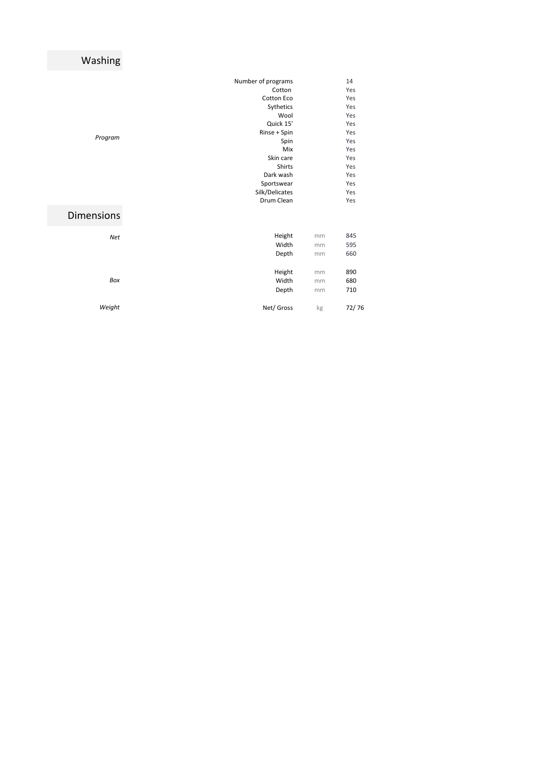## Washing

| | | | |
|---|---|---|---|
| *Program* | Number of programs | | 14 |
| | Cotton | | Yes |
| | Cotton Eco | | Yes |
| | Sythetics | | Yes |
| | Wool | | Yes |
| | Quick 15' | | Yes |
| | Rinse + Spin | | Yes |
| | Spin | | Yes |
| | Mix | | Yes |
| | Skin care | | Yes |
| | Shirts | | Yes |
| | Dark wash | | Yes |
| | Sportswear | | Yes |
| | Silk/Delicates | | Yes |
| | Drum Clean | | Yes |

## Dimensions

| | | | |
|---|---|---|---|
| *Net* | Height | mm | 845 |
| | Width | mm | 595 |
| | Depth | mm | 660 |
| *Box* | Height | mm | 890 |
| | Width | mm | 680 |
| | Depth | mm | 710 |
| *Weight* | Net/ Gross | kg | 72/ 76 |